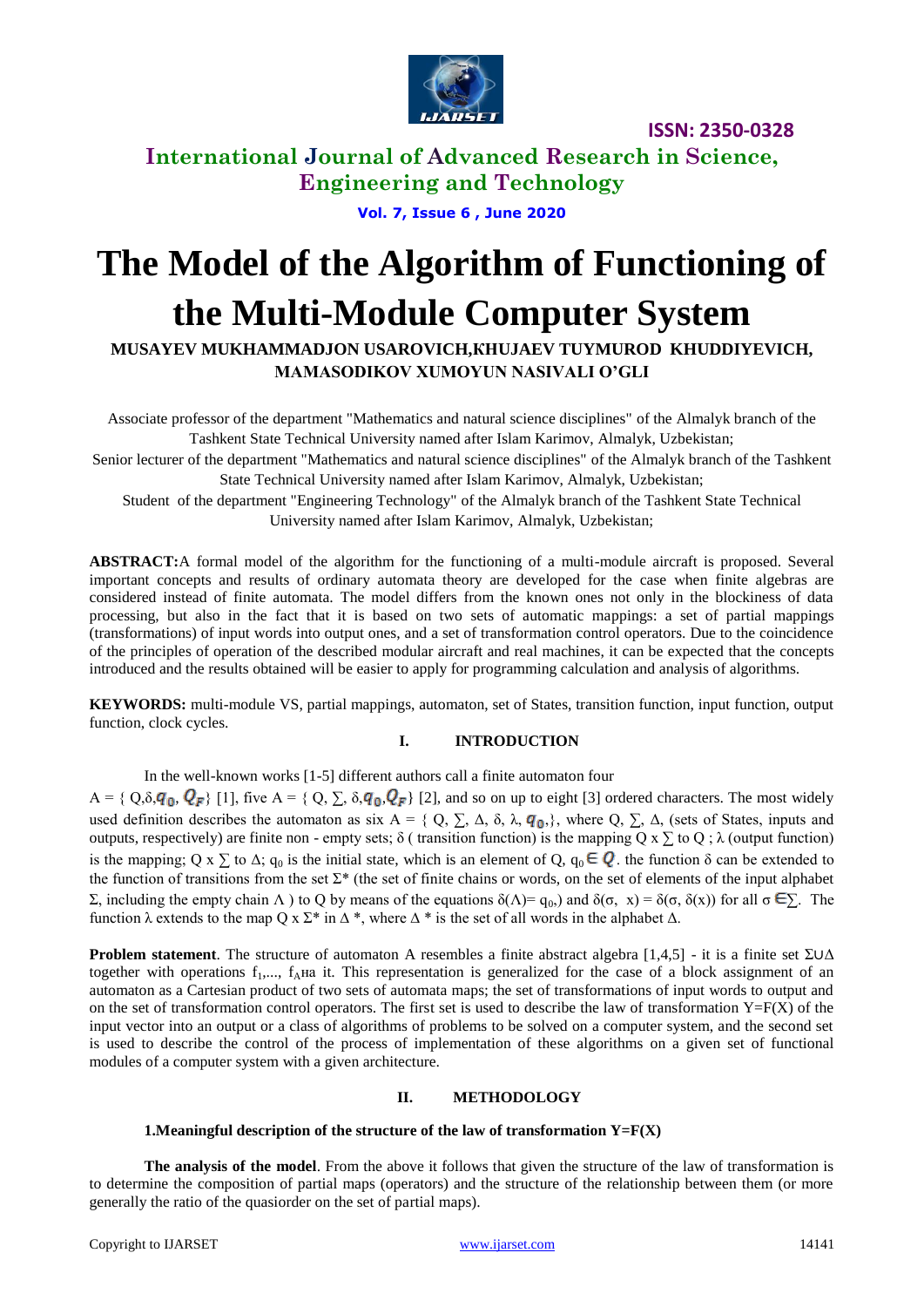# The Model of the Algorithm of Functioning of the Multi-Module Computer System

**MUSAYEV MUKHAMMADJON USAROVICH,ҜHUJAEV TUYMUROD KHUDDIYEVICH, MAMASODIKOV XUMOYUN NASIVALI O'GLI**

Associate professor of the department "Mathematics and natural science disciplines" of the Almalyk branch of the Tashkent State Technical University named after Islam Karimov, Almalyk, Uzbekistan;

Senior lecturer of the department "Mathematics and natural science disciplines" of the Almalyk branch of the Tashkent State Technical University named after Islam Karimov, Almalyk, Uzbekistan;

Student of the department "Engineering Technology" of the Almalyk branch of the Tashkent State Technical University named after Islam Karimov, Almalyk, Uzbekistan;

**ABSTRACT:** A formal model of the algorithm for the functioning of a multi-module aircraft is proposed. Several important concepts and results of ordinary automata theory are developed for the case when finite algebras are considered instead of finite automata. The model differs from the known ones not only in the blockiness of data processing, but also in the fact that it is based on two sets of automatic mappings: a set of partial mappings (transformations) of input words into output ones, and a set of transformation control operators. Due to the coincidence of the principles of operation of the described modular aircraft and real machines, it can be expected that the concepts introduced and the results obtained will be easier to apply for programming calculation and analysis of algorithms.

**KEYWORDS:** multi-module VS, partial mappings, automaton, set of States, transition function, input function, output function, clock cycles.

## I. INTRODUCTION

In the well-known works [1-5] different authors call a finite automaton four $A = \{Q, \delta, q_0, Q_F\}$ [1], five $A = \{Q, \Sigma, \delta, q_0, Q_F\}$ [2], and so on up to eight [3] ordered characters. The most widely used definition describes the automaton as six $A = \{Q, \Sigma, \Delta, \delta, \lambda, q_0\}$, where $Q$, $\Sigma$, $\Delta$, (sets of States, inputs and outputs, respectively) are finite non - empty sets; $\delta$ ( transition function) is the mapping $Q \times \Sigma$ to $Q$ ; $\lambda$ (output function) is the mapping; $Q \times \Sigma$ to $\Delta$; $q_0$ is the initial state, which is an element of $Q$, $q_0 \in Q$. the function $\delta$ can be extended to the function of transitions from the set $\Sigma^*$ (the set of finite chains or words, on the set of elements of the input alphabet $\Sigma$, including the empty chain $\Lambda$ ) to $Q$ by means of the equations $\delta(\Lambda) = q_0$,) and $\delta(\sigma, x) = \delta(\sigma, \delta(x))$ for all $\sigma \in \Sigma$. The function $\lambda$ extends to the map $Q \times \Sigma^*$ in $\Delta^*$, where $\Delta^*$ is the set of all words in the alphabet $\Delta$.

**Problem statement**. The structure of automaton A resembles a finite abstract algebra [1,4,5] - it is a finite set $\Sigma \cup \Delta$ together with operations $f_1, \ldots, f_A$на it. This representation is generalized for the case of a block assignment of an automaton as a Cartesian product of two sets of automata maps; the set of transformations of input words to output and on the set of transformation control operators. The first set is used to describe the law of transformation $Y=F(X)$ of the input vector into an output or a class of algorithms of problems to be solved on a computer system, and the second set is used to describe the control of the process of implementation of these algorithms on a given set of functional modules of a computer system with a given architecture.

## II. METHODOLOGY

### 1.Meaningful description of the structure of the law of transformation Y=F(X)

**The analysis of the model**. From the above it follows that given the structure of the law of transformation is to determine the composition of partial maps (operators) and the structure of the relationship between them (or more generally the ratio of the quasiorder on the set of partial maps).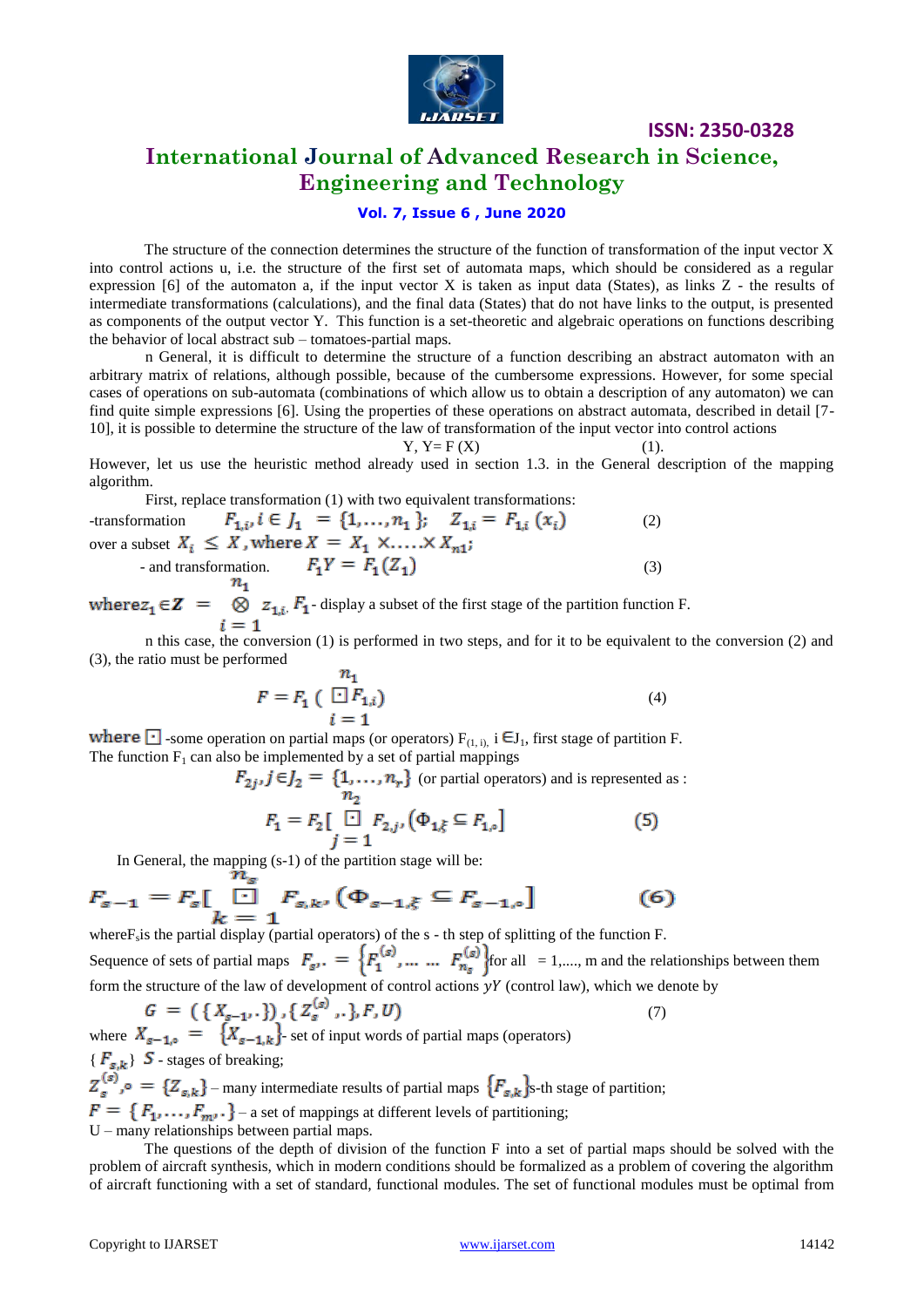The structure of the connection determines the structure of the function of transformation of the input vector X into control actions u, i.e. the structure of the first set of automata maps, which should be considered as a regular expression [6] of the automaton a, if the input vector X is taken as input data (States), as links Z - the results of intermediate transformations (calculations), and the final data (States) that do not have links to the output, is presented as components of the output vector Y. This function is a set-theoretic and algebraic operations on functions describing the behavior of local abstract sub – tomatoes-partial maps.

n General, it is difficult to determine the structure of a function describing an abstract automaton with an arbitrary matrix of relations, although possible, because of the cumbersome expressions. However, for some special cases of operations on sub-automata (combinations of which allow us to obtain a description of any automaton) we can find quite simple expressions [6]. Using the properties of these operations on abstract automata, described in detail [7-10], it is possible to determine the structure of the law of transformation of the input vector into control actions

$$Y,\ Y = F\ (X) \qquad (1).$$

However, let us use the heuristic method already used in section 1.3. in the General description of the mapping algorithm.

First, replace transformation (1) with two equivalent transformations:

-transformation $\quad F_{1,i}, i \in J_1 = \{1,\ldots,n_1\}; \quad Z_{1,i} = F_{1,i}\ (x_i) \qquad (2)$

over a subset $X_i \le X$, where $X = X_1 \times \ldots \times X_{n1}$;

- and transformation. $\quad F_1 Y = F_1(Z_1) \qquad (3)$

where $z_1 \in Z = \bigotimes_{i=1}^{n_1} z_{1,i}$, $F_1$ - display a subset of the first stage of the partition function F.

n this case, the conversion (1) is performed in two steps, and for it to be equivalent to the conversion (2) and (3), the ratio must be performed

$$F = F_1\ (\mathop{\boxdot}_{i=1}^{n_1} F_{1,i}) \qquad (4)$$

where $\boxdot$ -some operation on partial maps (or operators) $F_{(1,i)}$, $i \in J_1$, first stage of partition F.
The function $F_1$ can also be implemented by a set of partial mappings

$F_{2j}, j \in J_2 = \{1,\ldots,n_r\}$ (or partial operators) and is represented as :

$$F_1 = F_2[\mathop{\boxdot}_{j=1}^{n_2} F_{2,j}, (\Phi_{1,\xi} \subseteq F_{1,\circ}] \qquad (5)$$

In General, the mapping (s-1) of the partition stage will be:

$$F_{s-1} = F_s[\mathop{\boxdot}_{k=1}^{n_s} F_{s,k}, (\Phi_{s-1,\xi} \subseteq F_{s-1,\circ}] \qquad (6)$$

where $F_s$ is the partial display (partial operators) of the s - th step of splitting of the function F.

Sequence of sets of partial maps $F_{s,\cdot} = \{F_1^{(s)}, \ldots \ldots F_{n_s}^{(s)}\}$ for all = 1,...., m and the relationships between them form the structure of the law of development of control actions $\gamma Y$ (control law), which we denote by

$$G = (\{X_{s-1,\cdot}\}, \{Z_s^{(s)},.\}, F, U) \qquad (7)$$

where $X_{s-1,\circ} = \{X_{s-1,k}\}$- set of input words of partial maps (operators)

$\{F_{s,k}\}$ $S$ - stages of breaking;

$Z_s^{(s)},\circ = \{Z_{s,k}\}$ – many intermediate results of partial maps $\{F_{s,k}\}$ s-th stage of partition;

$F = \{F_1, \ldots, F_{m},.\}$ – a set of mappings at different levels of partitioning;

U – many relationships between partial maps.

The questions of the depth of division of the function F into a set of partial maps should be solved with the problem of aircraft synthesis, which in modern conditions should be formalized as a problem of covering the algorithm of aircraft functioning with a set of standard, functional modules. The set of functional modules must be optimal from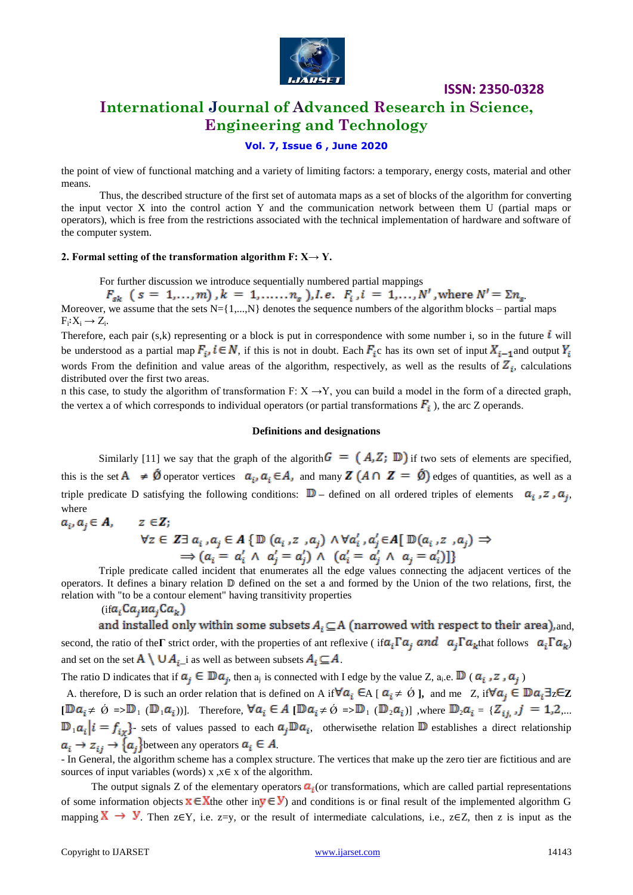the point of view of functional matching and a variety of limiting factors: a temporary, energy costs, material and other means.

Thus, the described structure of the first set of automata maps as a set of blocks of the algorithm for converting the input vector X into the control action Y and the communication network between them U (partial maps or operators), which is free from the restrictions associated with the technical implementation of hardware and software of the computer system.

**2. Formal setting of the transformation algorithm F: X→ Y.**

For further discussion we introduce sequentially numbered partial mappings

$$F_{sk}\ (s = 1,\dots,m)\ ,k = 1,\dots\dots n_s\ ),I.e.\ \ F_i\ ,i = 1,\dots,N'\ ,\text{where } N' = \Sigma n_s.$$

Moreover, we assume that the sets N={1,...,N} denotes the sequence numbers of the algorithm blocks – partial maps $F_i$:$X_i \rightarrow Z_i$.

Therefore, each pair (s,k) representing or a block is put in correspondence with some number i, so in the future $i$ will be understood as a partial map $F_i, i \in N$, if this is not in doubt. Each $F_i$c has its own set of input $X_{i-1}$and output $Y_i$ words From the definition and value areas of the algorithm, respectively, as well as the results of $Z_i$, calculations distributed over the first two areas.

n this case, to study the algorithm of transformation F: X →Y, you can build a model in the form of a directed graph, the vertex a of which corresponds to individual operators (or partial transformations $F_i$ ), the arc Z operands.

**Definitions and designations**

Similarly [11] we say that the graph of the algorith$G = (A, Z;\ \mathbb{D})$ if two sets of elements are specified, this is the set $A \neq \acute{\emptyset}$ operator vertices $a_i, a_i \in A$, and many $Z\ (A \cap Z = \acute{\emptyset})$ edges of quantities, as well as a triple predicate D satisfying the following conditions: $\mathbb{D}$ – defined on all ordered triples of elements $a_i, z, a_j$, where

$a_i, a_j \in A, \quad z \in Z;$

$$\forall z \in Z \exists\ a_i, a_j \in A\ \{\mathbb{D}\ (a_i, z, a_j) \wedge \forall a_i', a_j' \in A[\ \mathbb{D}(a_i, z, a_j) \Rightarrow$$
$$\Rightarrow (a_i = a_i' \wedge a_j' = a_j') \wedge (a_i' = a_j' \wedge a_j = a_i')]\}$$

Triple predicate called incident that enumerates all the edge values connecting the adjacent vertices of the operators. It defines a binary relation $\mathbb{D}$ defined on the set a and formed by the Union of the two relations, first, the relation with "to be a contour element" having transitivity properties

(if$a_i C a_j$ и $a_j C a_k$)

and installed only within some subsets $A_i \subseteq A$ (narrowed with respect to their area),and, second, the ratio of the$\Gamma$ strict order, with the properties of ant reflexive ( if$a_i \Gamma a_j$ and $a_j \Gamma a_k$that follows $a_i \Gamma a_k$) and set on the set $A \setminus \cup A_i$\_i as well as between subsets $A_i \subseteq A$.

The ratio D indicates that if $a_j \in \mathbb{D} a_j$, then $a_j$ is connected with I edge by the value Z, $a_i$.e. $\mathbb{D}\ (a_i, z, a_j)$

A. therefore, D is such an order relation that is defined on A if$\forall a_i \in$A [ $a_i \neq \acute{\emptyset}$ ], and me Z, if$\forall a_j \in \mathbb{D} a_i \exists$z∈Z [$\mathbb{D} a_i \neq \acute{\emptyset}$ =>$\mathbb{D}_1$ ($\mathbb{D}_1 a_i$))]. Therefore, $\forall a_i \in A$ [$\mathbb{D} a_i \neq \acute{\emptyset}$ =>$\mathbb{D}_1$ ($\mathbb{D}_2 a_i$)] ,where $\mathbb{D}_2 a_i$ = {$Z_{ij}$, $j = 1,2,\dots$ $\mathbb{D}_1 a_i | i = f_{ix}$}- sets of values passed to each $a_j \mathbb{D} a_i$, otherwisethe relation $\mathbb{D}$ establishes a direct relationship $a_i \rightarrow z_{ij} \rightarrow \{a_j\}$between any operators $a_i \in A$.

- In General, the algorithm scheme has a complex structure. The vertices that make up the zero tier are fictitious and are sources of input variables (words) x ,x∈ x of the algorithm.

The output signals Z of the elementary operators $a_i$(or transformations, which are called partial representations of some information objects $x \in X$the other in$y \in Y$) and conditions is or final result of the implemented algorithm G mapping $X \rightarrow Y$. Then z∈Y, i.e. z=y, or the result of intermediate calculations, i.e., z∈Z, then z is input as the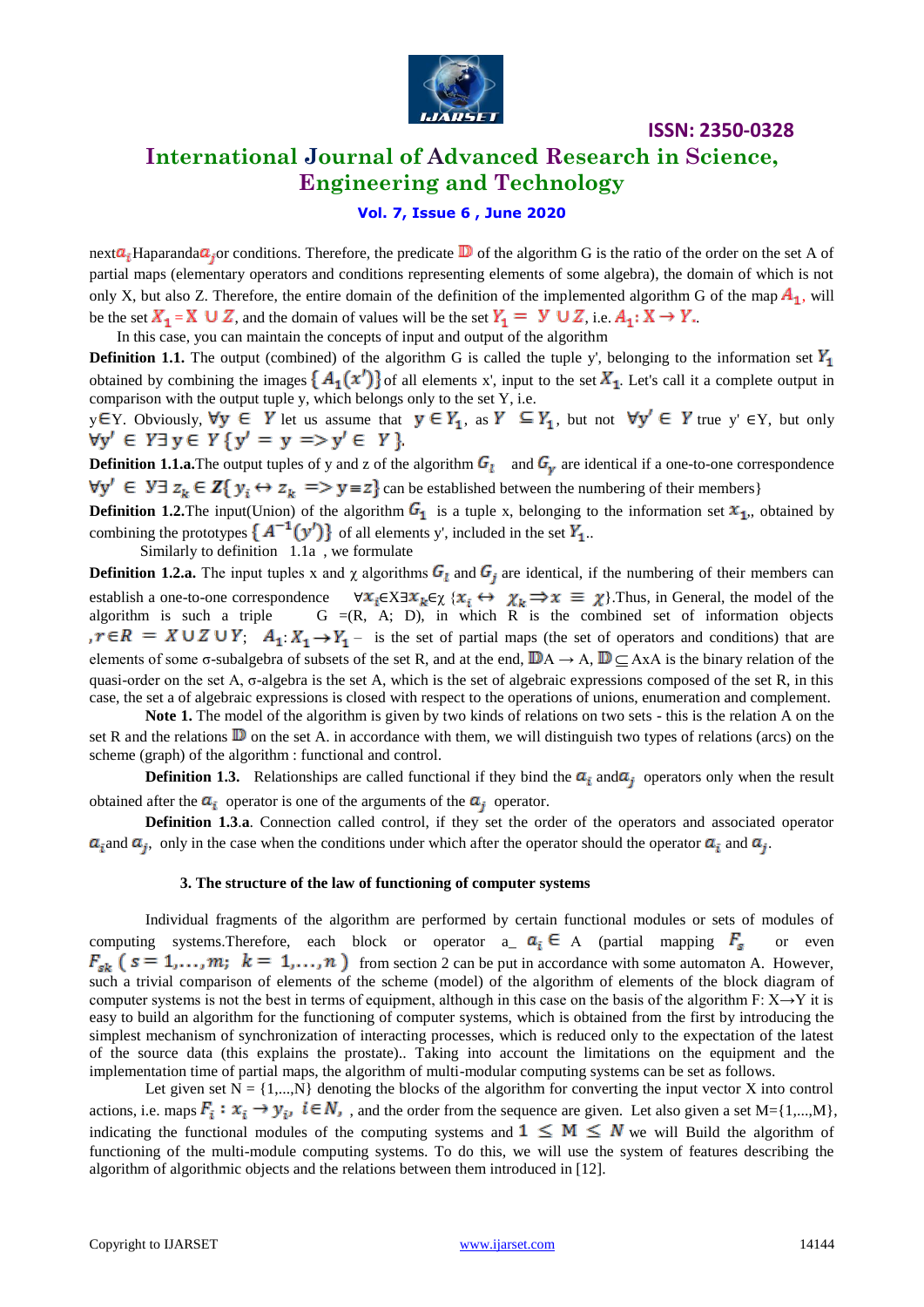next $a_i$ Haparanda $a_j$ or conditions. Therefore, the predicate $\mathbb{D}$ of the algorithm G is the ratio of the order on the set A of partial maps (elementary operators and conditions representing elements of some algebra), the domain of which is not only X, but also Z. Therefore, the entire domain of the definition of the implemented algorithm G of the map $A_1$, will be the set $X_1 = X \cup Z$, and the domain of values will be the set $Y_1 = Y \cup Z$, i.e. $A_1: X \to Y$.

In this case, you can maintain the concepts of input and output of the algorithm

**Definition 1.1.** The output (combined) of the algorithm G is called the tuple y', belonging to the information set $Y_1$ obtained by combining the images $\{A_1(x')\}$ of all elements x', input to the set $X_1$. Let's call it a complete output in comparison with the output tuple y, which belongs only to the set Y, i.e.

y∈Y. Obviously, $\forall y \in Y$ let us assume that $y \in Y_1$, as $Y \subseteq Y_1$, but not $\forall y' \in Y$ true y' ∈Y, but only $\forall y' \in Y \exists y \in Y \{y' = y \Rightarrow y' \in Y\}$.

**Definition 1.1.a.** The output tuples of y and z of the algorithm $G_l$ and $G_y$ are identical if a one-to-one correspondence $\forall y' \in Y \exists z_k \in Z\{y_i \leftrightarrow z_k \Rightarrow y \equiv z\}$ can be established between the numbering of their members}

**Definition 1.2.** The input(Union) of the algorithm $G_1$ is a tuple x, belonging to the information set $x_1$, obtained by combining the prototypes $\{A^{-1}(y')\}$ of all elements y', included in the set $Y_1$..

Similarly to definition 1.1a , we formulate

**Definition 1.2.a.** The input tuples x and χ algorithms $G_l$ and $G_j$ are identical, if the numbering of their members can establish a one-to-one correspondence $\forall x_i \in X \exists x_k \in \chi \{x_i \leftrightarrow \chi_k \Rightarrow x \equiv \chi\}$. Thus, in General, the model of the algorithm is such a triple G =(R, A; D), in which R is the combined set of information objects $, r \in R = X \cup Z \cup Y$; $A_1: X_1 \to Y_1$ – is the set of partial maps (the set of operators and conditions) that are elements of some σ-subalgebra of subsets of the set R, and at the end, $\mathbb{D}$A → A, $\mathbb{D} \subseteq$ AxA is the binary relation of the quasi-order on the set A, σ-algebra is the set A, which is the set of algebraic expressions composed of the set R, in this case, the set a of algebraic expressions is closed with respect to the operations of unions, enumeration and complement.

**Note 1.** The model of the algorithm is given by two kinds of relations on two sets - this is the relation A on the set R and the relations $\mathbb{D}$ on the set A. in accordance with them, we will distinguish two types of relations (arcs) on the scheme (graph) of the algorithm : functional and control.

**Definition 1.3.** Relationships are called functional if they bind the $a_i$ and $a_j$ operators only when the result obtained after the $a_i$ operator is one of the arguments of the $a_j$ operator.

**Definition 1.3.a.** Connection called control, if they set the order of the operators and associated operator $a_i$ and $a_j$, only in the case when the conditions under which after the operator should the operator $a_i$ and $a_j$.

## 3. The structure of the law of functioning of computer systems

Individual fragments of the algorithm are performed by certain functional modules or sets of modules of computing systems. Therefore, each block or operator a_ $a_i \in$ A (partial mapping $F_s$ or even $F_{sk}$ $(s = 1, \ldots, m;\ k = 1, \ldots, n)$ from section 2 can be put in accordance with some automaton A. However, such a trivial comparison of elements of the scheme (model) of the algorithm of elements of the block diagram of computer systems is not the best in terms of equipment, although in this case on the basis of the algorithm F: X→Y it is easy to build an algorithm for the functioning of computer systems, which is obtained from the first by introducing the simplest mechanism of synchronization of interacting processes, which is reduced only to the expectation of the latest of the source data (this explains the prostate).. Taking into account the limitations on the equipment and the implementation time of partial maps, the algorithm of multi-modular computing systems can be set as follows.

Let given set N = {1,...,N} denoting the blocks of the algorithm for converting the input vector X into control actions, i.e. maps $F_i : x_i \to y_i,\ i \in N,$ , and the order from the sequence are given. Let also given a set M={1,...,M}, indicating the functional modules of the computing systems and $1 \leq M \leq N$ we will Build the algorithm of functioning of the multi-module computing systems. To do this, we will use the system of features describing the algorithm of algorithmic objects and the relations between them introduced in [12].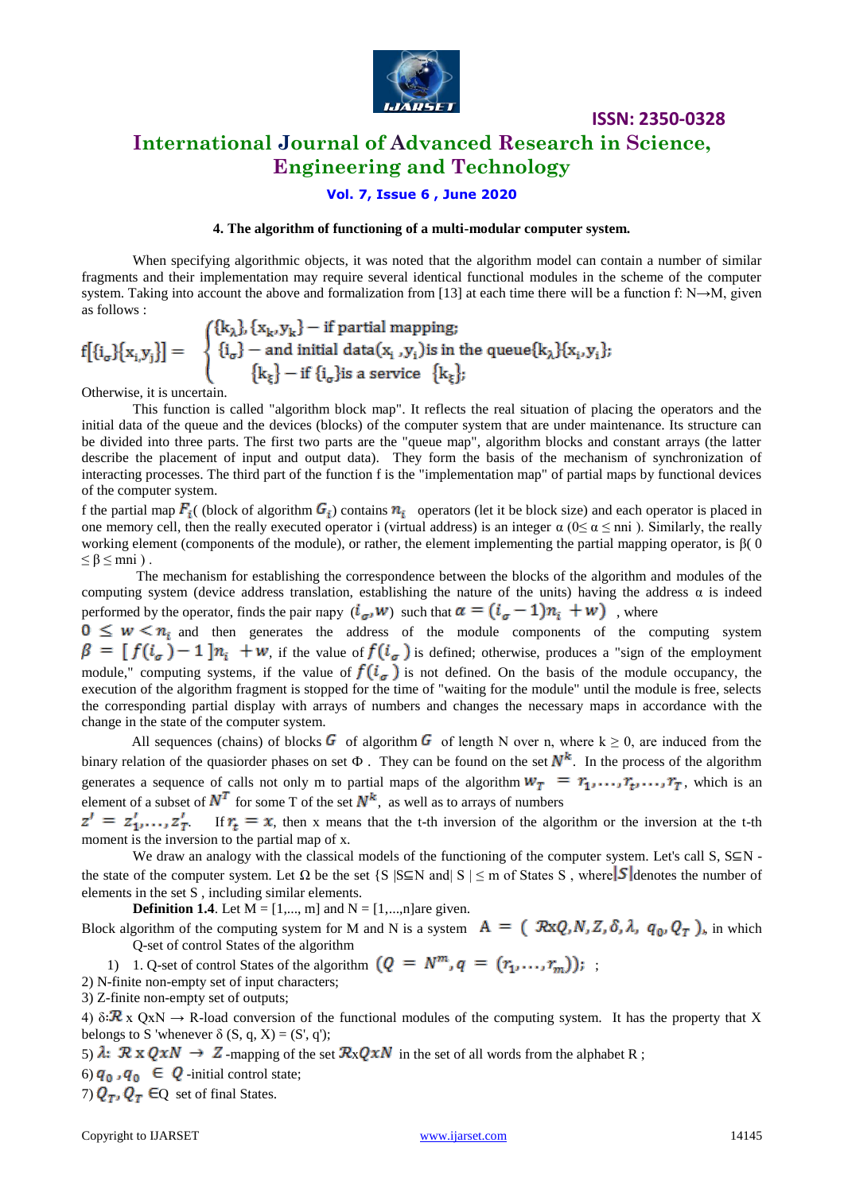#### 4. The algorithm of functioning of a multi-modular computer system.

When specifying algorithmic objects, it was noted that the algorithm model can contain a number of similar fragments and their implementation may require several identical functional modules in the scheme of the computer system. Taking into account the above and formalization from [13] at each time there will be a function f: N→M, given as follows :

$$f[\{i_\sigma\}\{x_i y_j\}] = \begin{cases} \{k_\lambda\}, \{x_k, y_k\} - \text{if partial mapping;} \\ \{i_\sigma\} - \text{and initial data}(x_i, y_j)\text{is in the queue}\{k_\lambda\}\{x_i, y_i\}; \\ \{k_\xi\} - \text{if } \{i_\sigma\}\text{is a service } \{k_\xi\}; \end{cases}$$

Otherwise, it is uncertain.

This function is called "algorithm block map". It reflects the real situation of placing the operators and the initial data of the queue and the devices (blocks) of the computer system that are under maintenance. Its structure can be divided into three parts. The first two parts are the "queue map", algorithm blocks and constant arrays (the latter describe the placement of input and output data). They form the basis of the mechanism of synchronization of interacting processes. The third part of the function f is the "implementation map" of partial maps by functional devices of the computer system.

f the partial map $F_i$( (block of algorithm $G_i$) contains $n_i$ operators (let it be block size) and each operator is placed in one memory cell, then the really executed operator i (virtual address) is an integer α (0≤ α ≤ mni ). Similarly, the really working element (components of the module), or rather, the element implementing the partial mapping operator, is β( 0 ≤ β ≤ mni ) .

The mechanism for establishing the correspondence between the blocks of the algorithm and modules of the computing system (device address translation, establishing the nature of the units) having the address α is indeed performed by the operator, finds the pair пару $(i_\sigma, w)$ such that $\alpha = (i_\sigma - 1)n_i + w)$ , where $0 \le w < n_i$ and then generates the address of the module components of the computing system $\beta = [f(i_\sigma) - 1]n_i + w$, if the value of $f(i_\sigma)$ is defined; otherwise, produces a "sign of the employment module," computing systems, if the value of $f(i_\sigma)$ is not defined. On the basis of the module occupancy, the execution of the algorithm fragment is stopped for the time of "waiting for the module" until the module is free, selects the corresponding partial display with arrays of numbers and changes the necessary maps in accordance with the change in the state of the computer system.

All sequences (chains) of blocks $G$ of algorithm $G$ of length N over n, where k ≥ 0, are induced from the binary relation of the quasiorder phases on set Φ . They can be found on the set $N^k$. In the process of the algorithm generates a sequence of calls not only m to partial maps of the algorithm $w_T = r_1, \ldots, r_t, \ldots, r_T$, which is an element of a subset of $N^T$ for some T of the set $N^k$, as well as to arrays of numbers $z' = z'_1, \ldots, z'_T$. If $r_t = x$, then x means that the t-th inversion of the algorithm or the inversion at the t-th moment is the inversion to the partial map of x.

We draw an analogy with the classical models of the functioning of the computer system. Let's call S, S⊆N - the state of the computer system. Let Ω be the set {S |S⊆N and| S | ≤ m of States S , where$|S|$denotes the number of elements in the set S , including similar elements.

**Definition 1.4**. Let M = [1,..., m] and N = [1,...,n]are given.

Block algorithm of the computing system for M and N is a system $A = (\mathcal{R}xQ, N, Z, \delta, \lambda, q_0, Q_T)$, in which Q-set of control States of the algorithm

1) 1. Q-set of control States of the algorithm $(Q = N^m, q = (r_1, \ldots, r_m));$ ;

2) N-finite non-empty set of input characters;

3) Z-finite non-empty set of outputs;

4) δ:$\mathcal{R}$ x QxN → R-load conversion of the functional modules of the computing system. It has the property that X belongs to S 'whenever δ (S, q, X) = (S', q');

5) $\lambda$: $\mathcal{R}$ x $QxN \rightarrow Z$ -mapping of the set $\mathcal{R}xQxN$ in the set of all words from the alphabet R ;

6) $q_0, q_0 \in Q$ -initial control state;

7) $Q_T, Q_T \in$Q set of final States.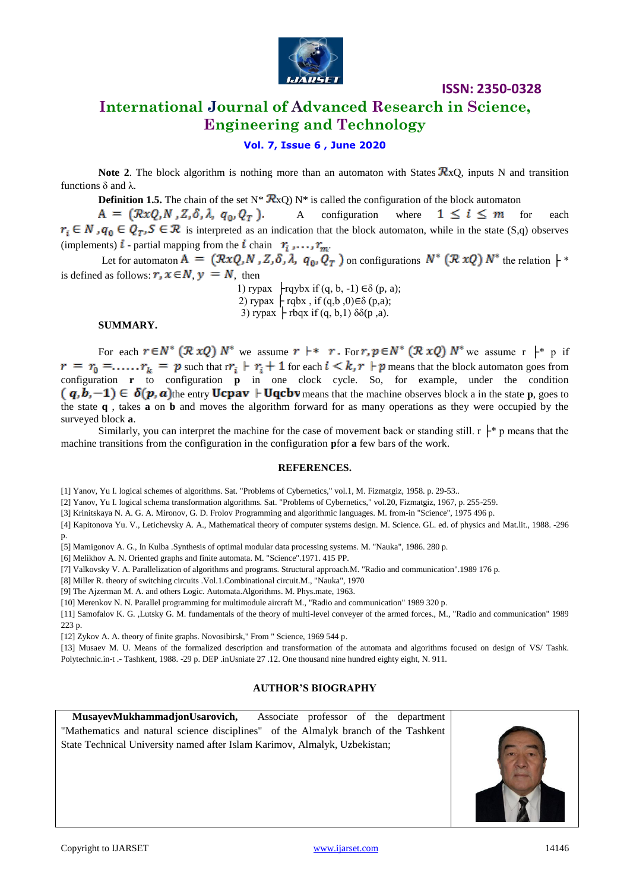**Note 2**. The block algorithm is nothing more than an automaton with States $\mathcal{R}$xQ, inputs N and transition functions δ and λ.

**Definition 1.5.** The chain of the set N* $\mathcal{R}$xQ) N* is called the configuration of the block automaton

$A = (\mathcal{R}xQ, N, Z, \delta, \lambda, q_0, Q_T)$. A configuration where $1 \leq i \leq m$ for each $r_i \in N, q_0 \in Q_T, S \in \mathcal{R}$ is interpreted as an indication that the block automaton, while in the state (S,q) observes (implements) $i$ - partial mapping from the $i$ chain $r_i, \ldots, r_m$.

Let for automaton $A = (\mathcal{R}xQ, N, Z, \delta, \lambda, q_0, Q_T)$ on configurations $N^* (\mathcal{R} xQ) N^*$ the relation ├ * is defined as follows: $r, x \in N, y = N$, then

1) rypax ├rqybx if (q, b, -1) ∈δ (p, a);
2) rypax ├ rqbx , if (q,b ,0)∈δ (p,a);
3) rypax ├ rbqx if (q, b,1) δδ(p ,a).

**SUMMARY.**

For each $r \in N^* (\mathcal{R} xQ) N^*$ we assume $r \vdash^* r$. For $r, p \in N^* (\mathcal{R} xQ) N^*$ we assume r ├* p if $r = r_0 = \ldots\ldots r_k = p$ such that $rr_i \vdash r_i + 1$ for each $i < k, r \vdash p$ means that the block automaton goes from configuration **r** to configuration **p** in one clock cycle. So, for example, under the condition $(q, b, -1) \in \delta(p, a)$the entry $\mathbf{Ucpav} \vdash \mathbf{Uqcbv}$ means that the machine observes block a in the state **p**, goes to the state **q** , takes **a** on **b** and moves the algorithm forward for as many operations as they were occupied by the surveyed block **a**.

Similarly, you can interpret the machine for the case of movement back or standing still. r ├* p means that the machine transitions from the configuration in the configuration **p**for **a** few bars of the work.

## REFERENCES.

[1] Yanov, Yu I. logical schemes of algorithms. Sat. "Problems of Cybernetics," vol.1, M. Fizmatgiz, 1958. p. 29-53..

[2] Yanov, Yu I. logical schema transformation algorithms. Sat. "Problems of Cybernetics," vol.20, Fizmatgiz, 1967, p. 255-259.

[3] Krinitskaya N. A. G. A. Mironov, G. D. Frolov Programming and algorithmic languages. M. from-in "Science", 1975 496 p.

[4] Kapitonova Yu. V., Letichevsky A. A., Mathematical theory of computer systems design. M. Science. GL. ed. of physics and Mat.lit., 1988. -296 p.

[5] Mamigonov A. G., In Kulba .Synthesis of optimal modular data processing systems. M. "Nauka", 1986. 280 p.

[6] Melikhov A. N. Oriented graphs and finite automata. M. "Science".1971. 415 PP.

[7] Valkovsky V. A. Parallelization of algorithms and programs. Structural approach.M. "Radio and communication".1989 176 p.

[8] Miller R. theory of switching circuits .Vol.1.Combinational circuit.M., "Nauka", 1970

[9] The Ajzerman M. A. and others Logic. Automata.Algorithms. M. Phys.mate, 1963.

[10] Merenkov N. N. Parallel programming for multimodule aircraft M., "Radio and communication" 1989 320 p.

[11] Samofalov K. G. ,Lutsky G. M. fundamentals of the theory of multi-level conveyer of the armed forces., M., "Radio and communication" 1989 223 p.

[12] Zykov A. A. theory of finite graphs. Novosibirsk," From " Science, 1969 544 p.

[13] Musaev M. U. Means of the formalized description and transformation of the automata and algorithms focused on design of VS/ Tashk. Polytechnic.in-t .- Tashkent, 1988. -29 p. DEP .inUsniate 27 .12. One thousand nine hundred eighty eight, N. 911.

## AUTHOR'S BIOGRAPHY

**MusayevMukhammadjonUsarovich,** Associate professor of the department "Mathematics and natural science disciplines" of the Almalyk branch of the Tashkent State Technical University named after Islam Karimov, Almalyk, Uzbekistan;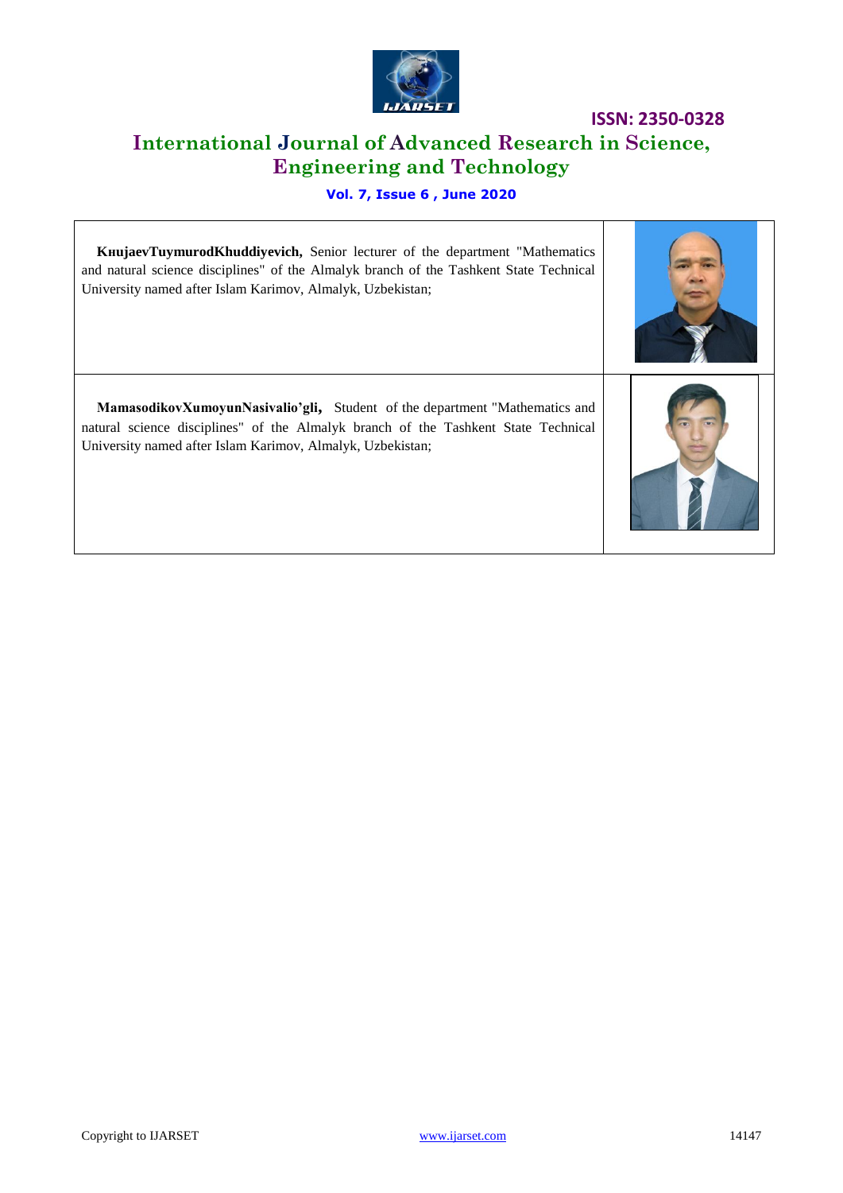| | |
|---|---|
| **KнujaevTuymurodKhuddiyevich,** Senior lecturer of the department "Mathematics and natural science disciplines" of the Almalyk branch of the Tashkent State Technical University named after Islam Karimov, Almalyk, Uzbekistan; | |
| **MamasodikovXumoyunNasivalio'gli,** Student of the department "Mathematics and natural science disciplines" of the Almalyk branch of the Tashkent State Technical University named after Islam Karimov, Almalyk, Uzbekistan; | |